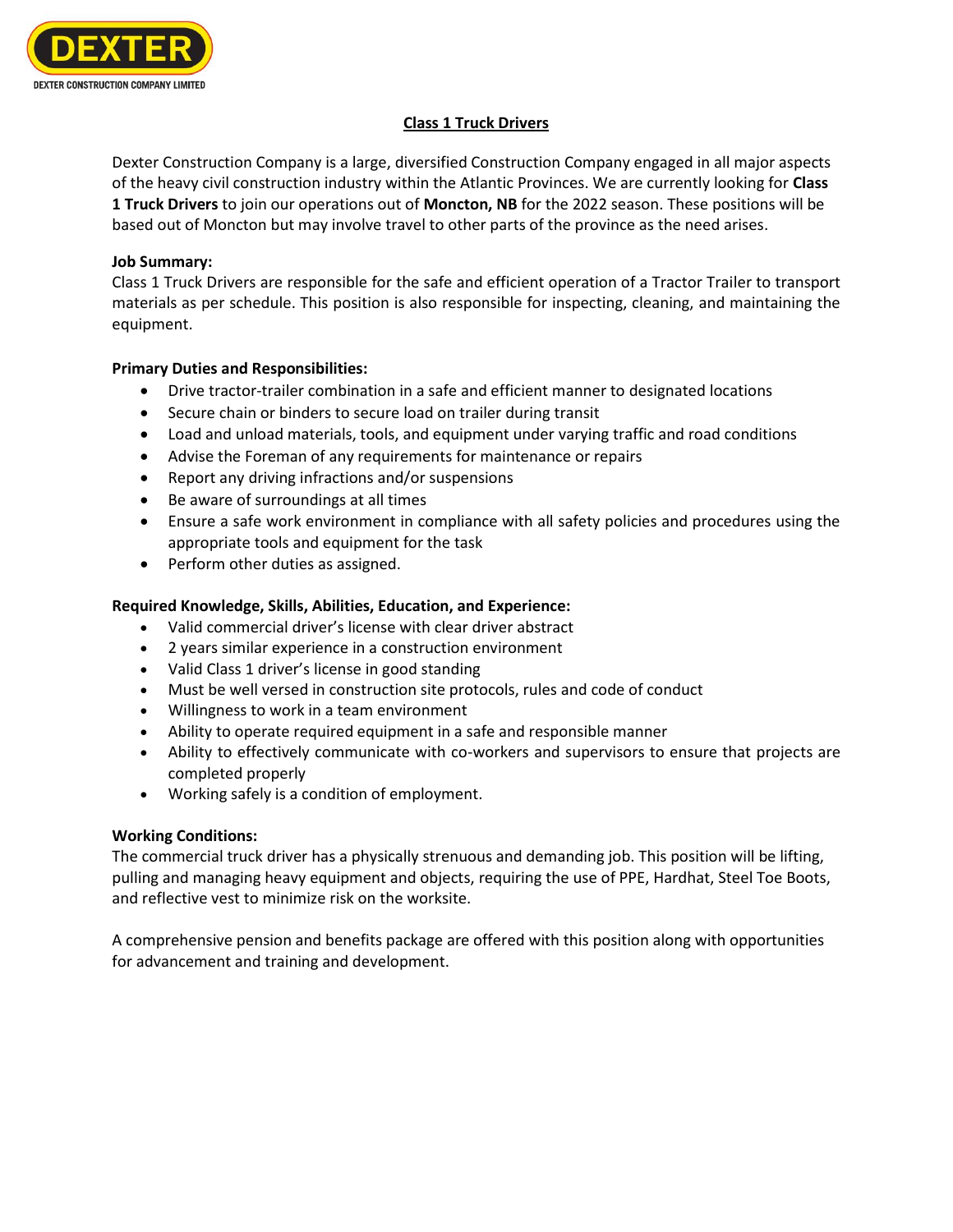DEXTER

DEXTER CONSTRUCTION COMPANY LIMITED

# Class 1 Truck Drivers

Dexter Construction Company is a large, diversified Construction Company engaged in all major aspects of the heavy civil construction industry within the Atlantic Provinces. We are currently looking for **Class 1 Truck Drivers** to join our operations out of **Moncton, NB** for the 2022 season. These positions will be based out of Moncton but may involve travel to other parts of the province as the need arises.

**Job Summary:**

Class 1 Truck Drivers are responsible for the safe and efficient operation of a Tractor Trailer to transport materials as per schedule. This position is also responsible for inspecting, cleaning, and maintaining the equipment.

**Primary Duties and Responsibilities:**

- Drive tractor-trailer combination in a safe and efficient manner to designated locations
- Secure chain or binders to secure load on trailer during transit
- Load and unload materials, tools, and equipment under varying traffic and road conditions
- Advise the Foreman of any requirements for maintenance or repairs
- Report any driving infractions and/or suspensions
- Be aware of surroundings at all times
- Ensure a safe work environment in compliance with all safety policies and procedures using the appropriate tools and equipment for the task
- Perform other duties as assigned.

**Required Knowledge, Skills, Abilities, Education, and Experience:**

- Valid commercial driver's license with clear driver abstract
- 2 years similar experience in a construction environment
- Valid Class 1 driver's license in good standing
- Must be well versed in construction site protocols, rules and code of conduct
- Willingness to work in a team environment
- Ability to operate required equipment in a safe and responsible manner
- Ability to effectively communicate with co-workers and supervisors to ensure that projects are completed properly
- Working safely is a condition of employment.

**Working Conditions:**

The commercial truck driver has a physically strenuous and demanding job. This position will be lifting, pulling and managing heavy equipment and objects, requiring the use of PPE, Hardhat, Steel Toe Boots, and reflective vest to minimize risk on the worksite.

A comprehensive pension and benefits package are offered with this position along with opportunities for advancement and training and development.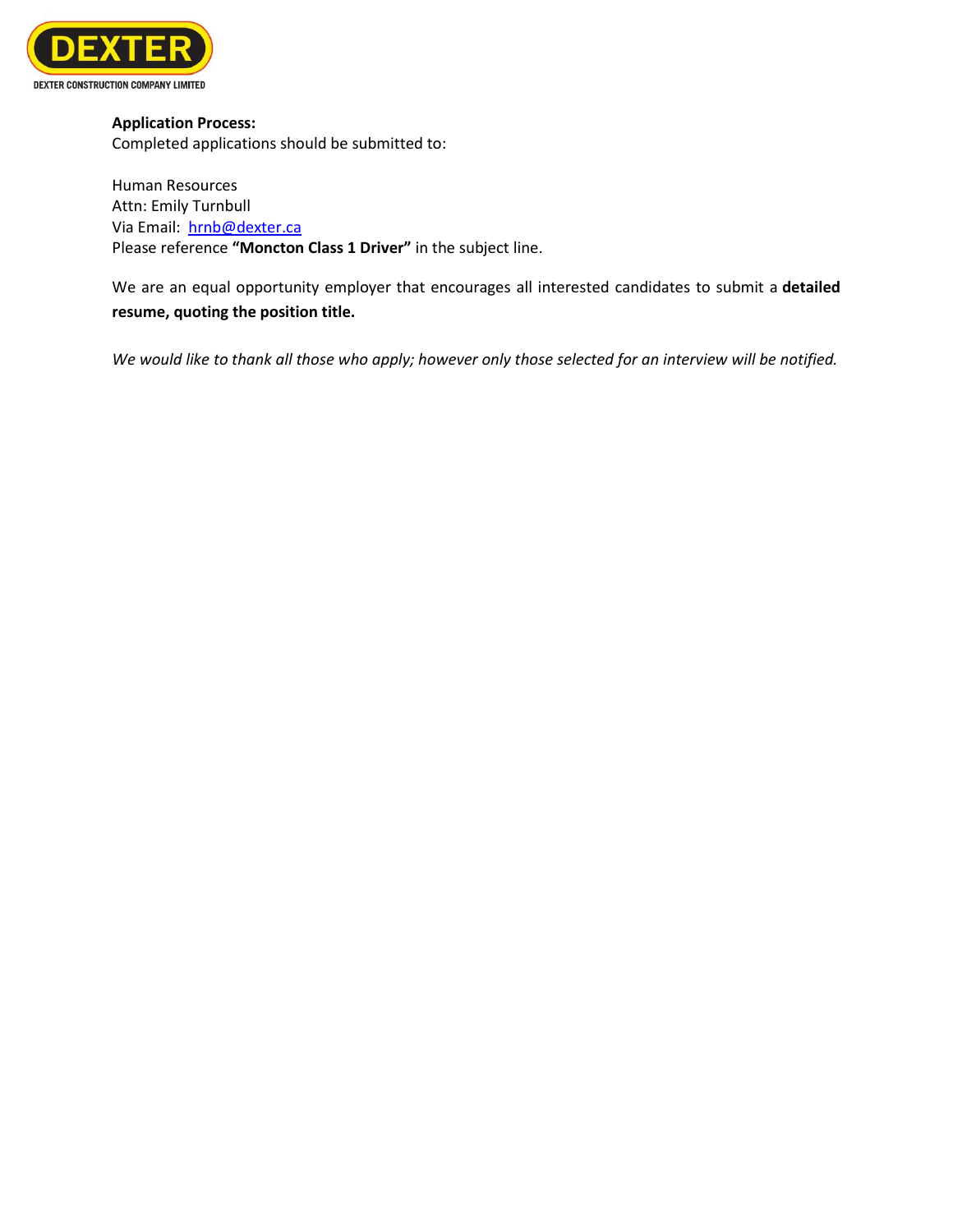**Application Process:**
Completed applications should be submitted to:

Human Resources
Attn: Emily Turnbull
Via Email: hrnb@dexter.ca
Please reference **"Moncton Class 1 Driver"** in the subject line.

We are an equal opportunity employer that encourages all interested candidates to submit a **detailed resume, quoting the position title.**

*We would like to thank all those who apply; however only those selected for an interview will be notified.*